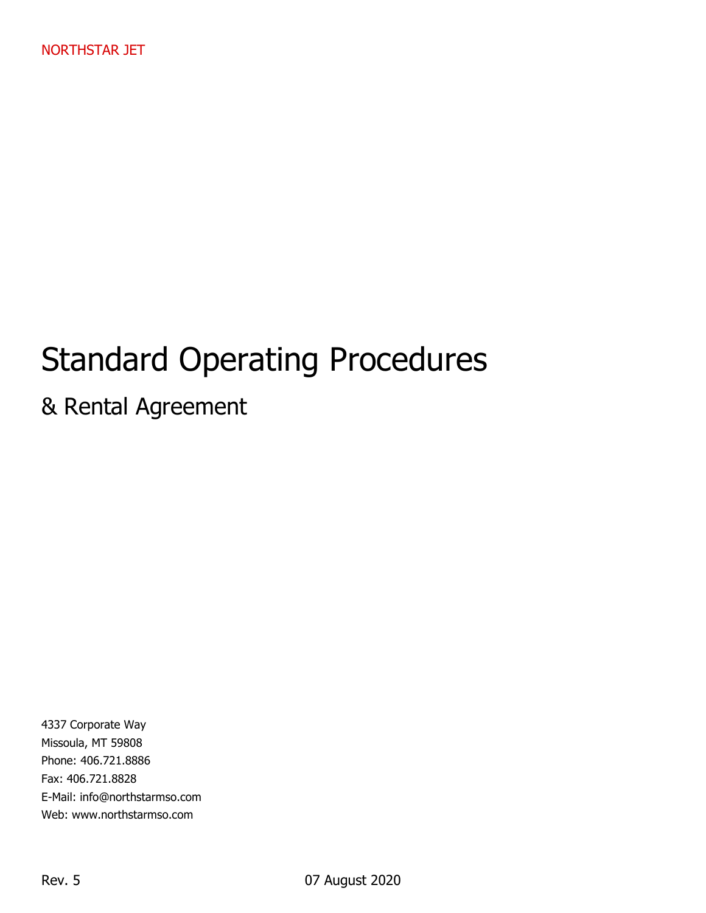NORTHSTAR JET

# Standard Operating Procedures

## & Rental Agreement

4337 Corporate Way
Missoula, MT 59808
Phone: 406.721.8886
Fax: 406.721.8828
E-Mail: info@northstarmso.com
Web: www.northstarmso.com

Rev. 5 07 August 2020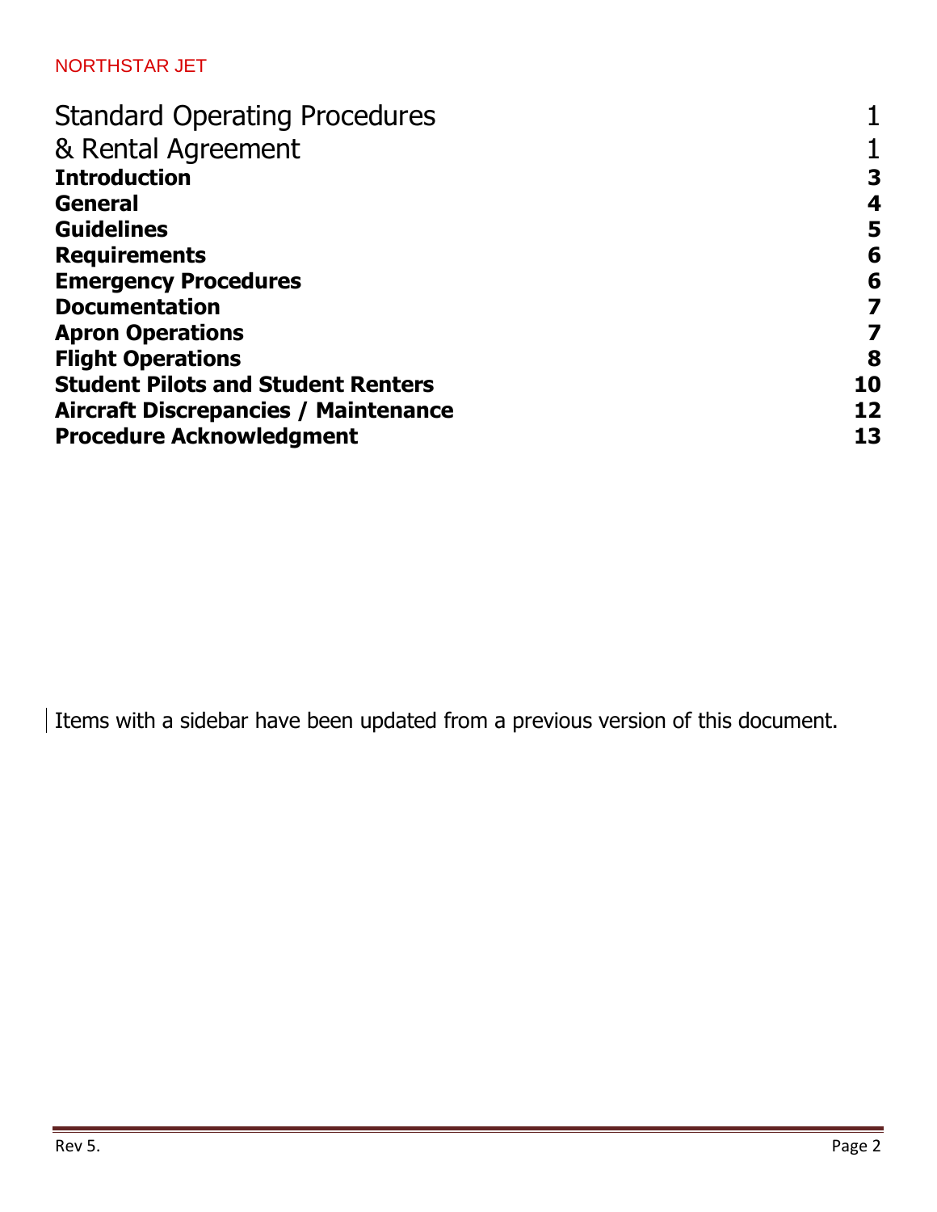NORTHSTAR JET

| | |
|---|---|
| Standard Operating Procedures | 1 |
| & Rental Agreement | 1 |
| **Introduction** | **3** |
| **General** | **4** |
| **Guidelines** | **5** |
| **Requirements** | **6** |
| **Emergency Procedures** | **6** |
| **Documentation** | **7** |
| **Apron Operations** | **7** |
| **Flight Operations** | **8** |
| **Student Pilots and Student Renters** | **10** |
| **Aircraft Discrepancies / Maintenance** | **12** |
| **Procedure Acknowledgment** | **13** |

Items with a sidebar have been updated from a previous version of this document.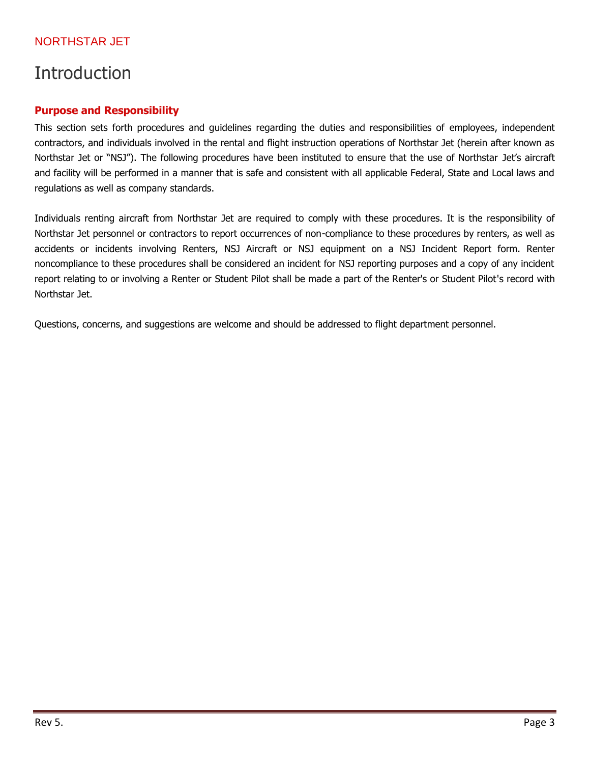# Introduction

### Purpose and Responsibility

This section sets forth procedures and guidelines regarding the duties and responsibilities of employees, independent contractors, and individuals involved in the rental and flight instruction operations of Northstar Jet (herein after known as Northstar Jet or "NSJ"). The following procedures have been instituted to ensure that the use of Northstar Jet's aircraft and facility will be performed in a manner that is safe and consistent with all applicable Federal, State and Local laws and regulations as well as company standards.

Individuals renting aircraft from Northstar Jet are required to comply with these procedures. It is the responsibility of Northstar Jet personnel or contractors to report occurrences of non-compliance to these procedures by renters, as well as accidents or incidents involving Renters, NSJ Aircraft or NSJ equipment on a NSJ Incident Report form. Renter noncompliance to these procedures shall be considered an incident for NSJ reporting purposes and a copy of any incident report relating to or involving a Renter or Student Pilot shall be made a part of the Renter's or Student Pilot's record with Northstar Jet.

Questions, concerns, and suggestions are welcome and should be addressed to flight department personnel.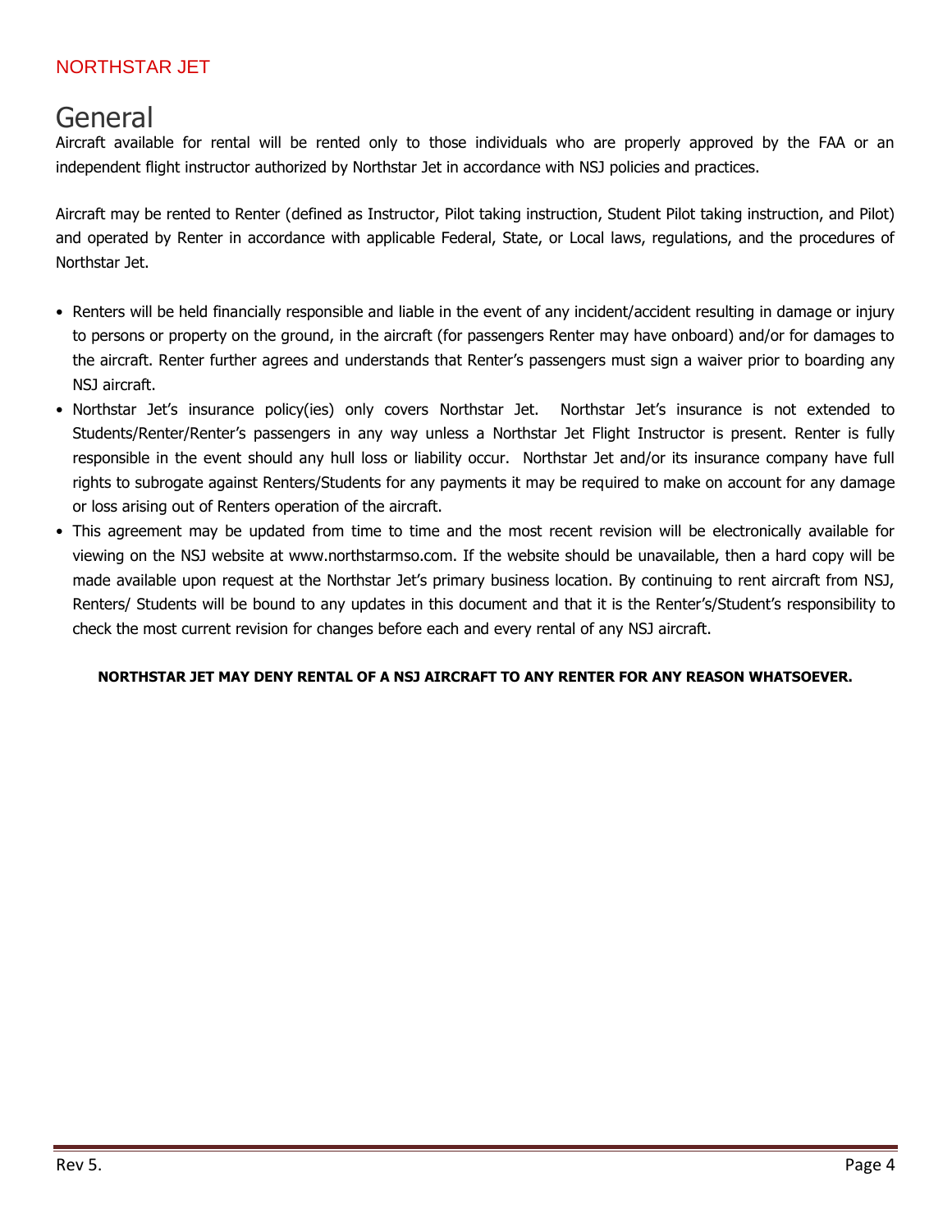# General

Aircraft available for rental will be rented only to those individuals who are properly approved by the FAA or an independent flight instructor authorized by Northstar Jet in accordance with NSJ policies and practices.

Aircraft may be rented to Renter (defined as Instructor, Pilot taking instruction, Student Pilot taking instruction, and Pilot) and operated by Renter in accordance with applicable Federal, State, or Local laws, regulations, and the procedures of Northstar Jet.

- Renters will be held financially responsible and liable in the event of any incident/accident resulting in damage or injury to persons or property on the ground, in the aircraft (for passengers Renter may have onboard) and/or for damages to the aircraft. Renter further agrees and understands that Renter's passengers must sign a waiver prior to boarding any NSJ aircraft.
- Northstar Jet's insurance policy(ies) only covers Northstar Jet. Northstar Jet's insurance is not extended to Students/Renter/Renter's passengers in any way unless a Northstar Jet Flight Instructor is present. Renter is fully responsible in the event should any hull loss or liability occur. Northstar Jet and/or its insurance company have full rights to subrogate against Renters/Students for any payments it may be required to make on account for any damage or loss arising out of Renters operation of the aircraft.
- This agreement may be updated from time to time and the most recent revision will be electronically available for viewing on the NSJ website at www.northstarmso.com. If the website should be unavailable, then a hard copy will be made available upon request at the Northstar Jet's primary business location. By continuing to rent aircraft from NSJ, Renters/ Students will be bound to any updates in this document and that it is the Renter's/Student's responsibility to check the most current revision for changes before each and every rental of any NSJ aircraft.

**NORTHSTAR JET MAY DENY RENTAL OF A NSJ AIRCRAFT TO ANY RENTER FOR ANY REASON WHATSOEVER.**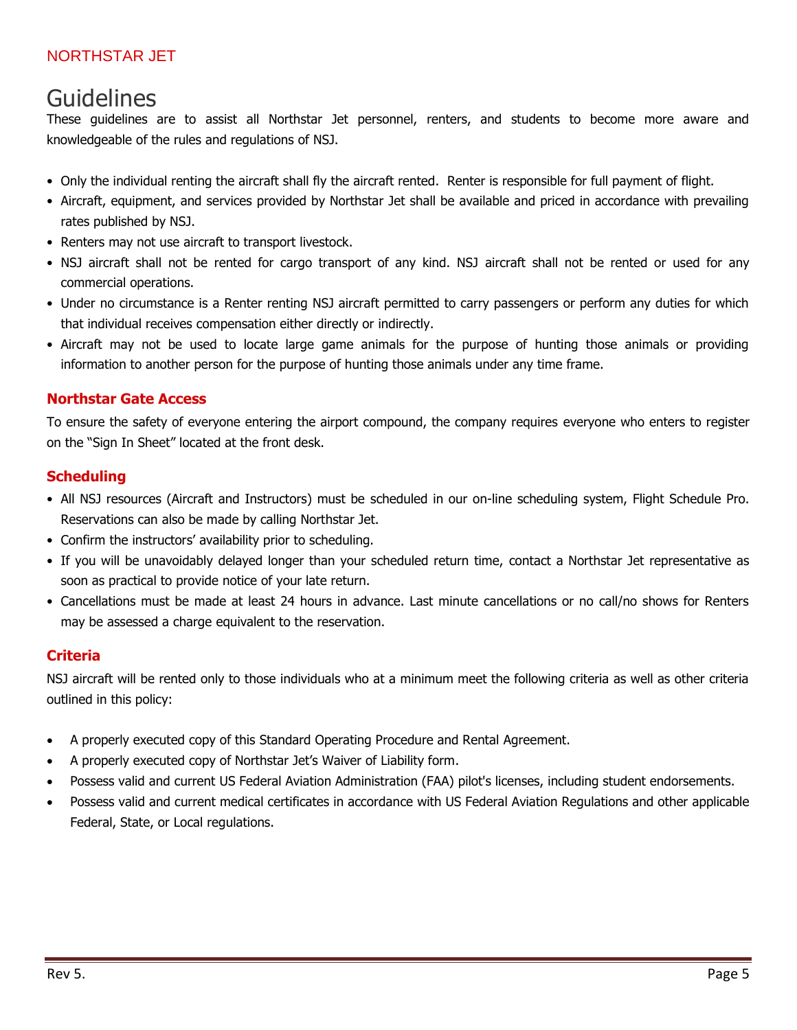# Guidelines

These guidelines are to assist all Northstar Jet personnel, renters, and students to become more aware and knowledgeable of the rules and regulations of NSJ.

- Only the individual renting the aircraft shall fly the aircraft rented. Renter is responsible for full payment of flight.
- Aircraft, equipment, and services provided by Northstar Jet shall be available and priced in accordance with prevailing rates published by NSJ.
- Renters may not use aircraft to transport livestock.
- NSJ aircraft shall not be rented for cargo transport of any kind. NSJ aircraft shall not be rented or used for any commercial operations.
- Under no circumstance is a Renter renting NSJ aircraft permitted to carry passengers or perform any duties for which that individual receives compensation either directly or indirectly.
- Aircraft may not be used to locate large game animals for the purpose of hunting those animals or providing information to another person for the purpose of hunting those animals under any time frame.

### Northstar Gate Access

To ensure the safety of everyone entering the airport compound, the company requires everyone who enters to register on the "Sign In Sheet" located at the front desk.

### Scheduling

- All NSJ resources (Aircraft and Instructors) must be scheduled in our on-line scheduling system, Flight Schedule Pro. Reservations can also be made by calling Northstar Jet.
- Confirm the instructors' availability prior to scheduling.
- If you will be unavoidably delayed longer than your scheduled return time, contact a Northstar Jet representative as soon as practical to provide notice of your late return.
- Cancellations must be made at least 24 hours in advance. Last minute cancellations or no call/no shows for Renters may be assessed a charge equivalent to the reservation.

### Criteria

NSJ aircraft will be rented only to those individuals who at a minimum meet the following criteria as well as other criteria outlined in this policy:

- A properly executed copy of this Standard Operating Procedure and Rental Agreement.
- A properly executed copy of Northstar Jet's Waiver of Liability form.
- Possess valid and current US Federal Aviation Administration (FAA) pilot's licenses, including student endorsements.
- Possess valid and current medical certificates in accordance with US Federal Aviation Regulations and other applicable Federal, State, or Local regulations.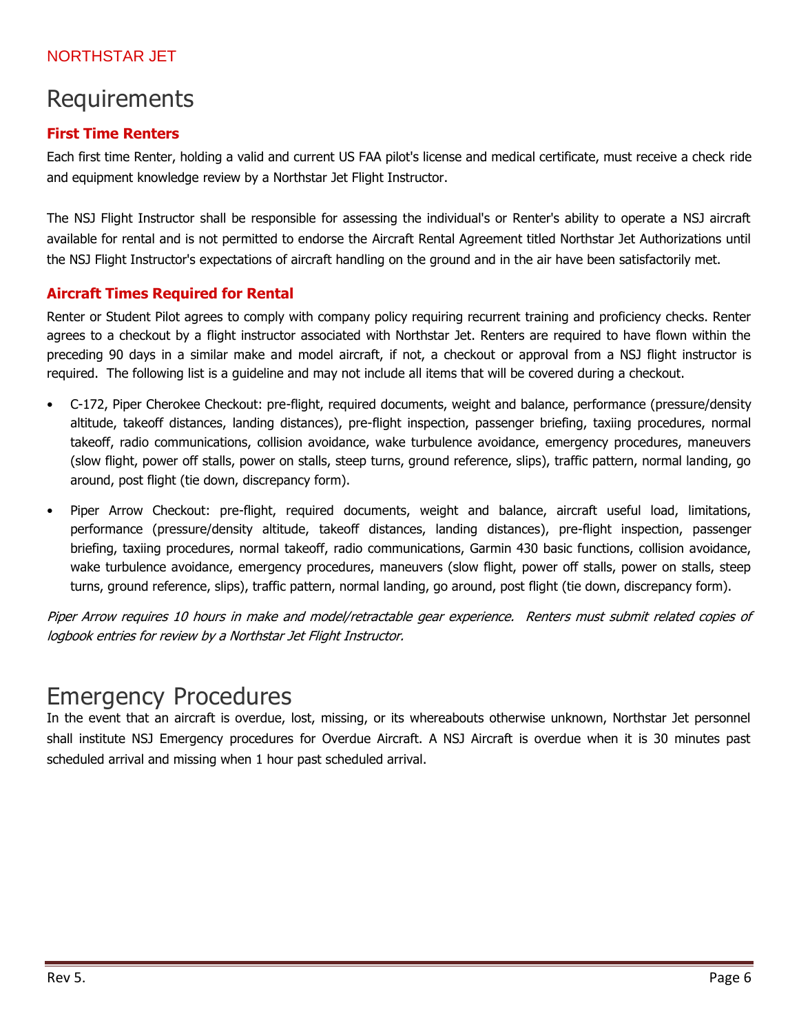# Requirements

### First Time Renters

Each first time Renter, holding a valid and current US FAA pilot's license and medical certificate, must receive a check ride and equipment knowledge review by a Northstar Jet Flight Instructor.

The NSJ Flight Instructor shall be responsible for assessing the individual's or Renter's ability to operate a NSJ aircraft available for rental and is not permitted to endorse the Aircraft Rental Agreement titled Northstar Jet Authorizations until the NSJ Flight Instructor's expectations of aircraft handling on the ground and in the air have been satisfactorily met.

### Aircraft Times Required for Rental

Renter or Student Pilot agrees to comply with company policy requiring recurrent training and proficiency checks. Renter agrees to a checkout by a flight instructor associated with Northstar Jet. Renters are required to have flown within the preceding 90 days in a similar make and model aircraft, if not, a checkout or approval from a NSJ flight instructor is required. The following list is a guideline and may not include all items that will be covered during a checkout.

- C-172, Piper Cherokee Checkout: pre-flight, required documents, weight and balance, performance (pressure/density altitude, takeoff distances, landing distances), pre-flight inspection, passenger briefing, taxiing procedures, normal takeoff, radio communications, collision avoidance, wake turbulence avoidance, emergency procedures, maneuvers (slow flight, power off stalls, power on stalls, steep turns, ground reference, slips), traffic pattern, normal landing, go around, post flight (tie down, discrepancy form).
- Piper Arrow Checkout: pre-flight, required documents, weight and balance, aircraft useful load, limitations, performance (pressure/density altitude, takeoff distances, landing distances), pre-flight inspection, passenger briefing, taxiing procedures, normal takeoff, radio communications, Garmin 430 basic functions, collision avoidance, wake turbulence avoidance, emergency procedures, maneuvers (slow flight, power off stalls, power on stalls, steep turns, ground reference, slips), traffic pattern, normal landing, go around, post flight (tie down, discrepancy form).

*Piper Arrow requires 10 hours in make and model/retractable gear experience. Renters must submit related copies of logbook entries for review by a Northstar Jet Flight Instructor.*

# Emergency Procedures

In the event that an aircraft is overdue, lost, missing, or its whereabouts otherwise unknown, Northstar Jet personnel shall institute NSJ Emergency procedures for Overdue Aircraft. A NSJ Aircraft is overdue when it is 30 minutes past scheduled arrival and missing when 1 hour past scheduled arrival.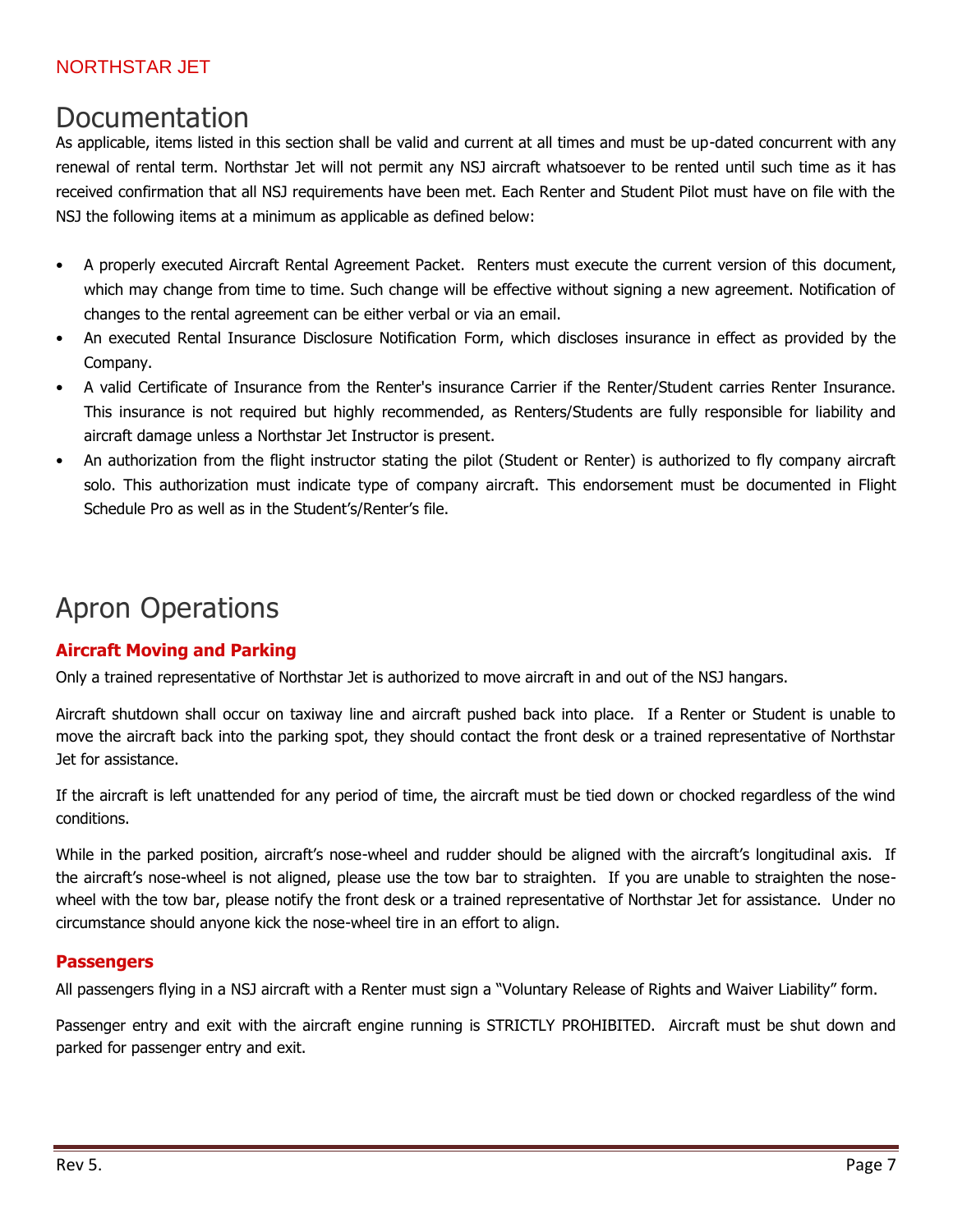# Documentation

As applicable, items listed in this section shall be valid and current at all times and must be up-dated concurrent with any renewal of rental term. Northstar Jet will not permit any NSJ aircraft whatsoever to be rented until such time as it has received confirmation that all NSJ requirements have been met. Each Renter and Student Pilot must have on file with the NSJ the following items at a minimum as applicable as defined below:

- A properly executed Aircraft Rental Agreement Packet. Renters must execute the current version of this document, which may change from time to time. Such change will be effective without signing a new agreement. Notification of changes to the rental agreement can be either verbal or via an email.
- An executed Rental Insurance Disclosure Notification Form, which discloses insurance in effect as provided by the Company.
- A valid Certificate of Insurance from the Renter's insurance Carrier if the Renter/Student carries Renter Insurance. This insurance is not required but highly recommended, as Renters/Students are fully responsible for liability and aircraft damage unless a Northstar Jet Instructor is present.
- An authorization from the flight instructor stating the pilot (Student or Renter) is authorized to fly company aircraft solo. This authorization must indicate type of company aircraft. This endorsement must be documented in Flight Schedule Pro as well as in the Student's/Renter's file.

# Apron Operations

### Aircraft Moving and Parking

Only a trained representative of Northstar Jet is authorized to move aircraft in and out of the NSJ hangars.

Aircraft shutdown shall occur on taxiway line and aircraft pushed back into place. If a Renter or Student is unable to move the aircraft back into the parking spot, they should contact the front desk or a trained representative of Northstar Jet for assistance.

If the aircraft is left unattended for any period of time, the aircraft must be tied down or chocked regardless of the wind conditions.

While in the parked position, aircraft's nose-wheel and rudder should be aligned with the aircraft's longitudinal axis. If the aircraft's nose-wheel is not aligned, please use the tow bar to straighten. If you are unable to straighten the nose-wheel with the tow bar, please notify the front desk or a trained representative of Northstar Jet for assistance. Under no circumstance should anyone kick the nose-wheel tire in an effort to align.

### Passengers

All passengers flying in a NSJ aircraft with a Renter must sign a "Voluntary Release of Rights and Waiver Liability" form.

Passenger entry and exit with the aircraft engine running is STRICTLY PROHIBITED. Aircraft must be shut down and parked for passenger entry and exit.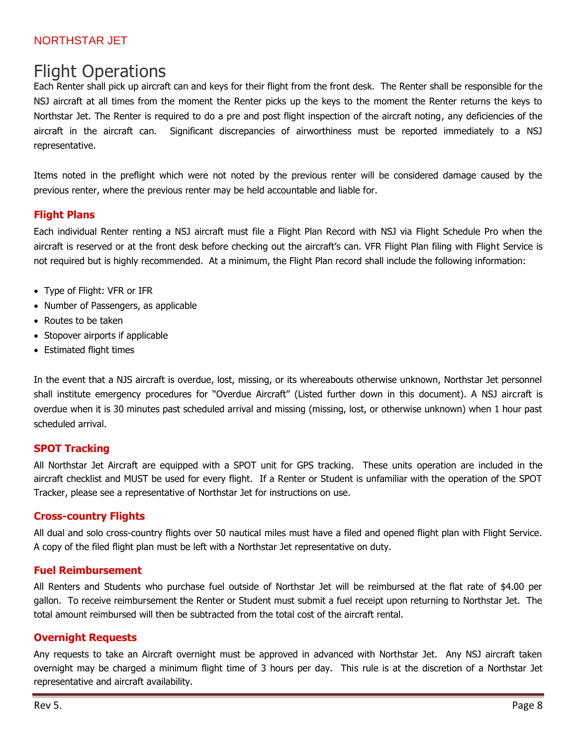# Flight Operations

Each Renter shall pick up aircraft can and keys for their flight from the front desk. The Renter shall be responsible for the NSJ aircraft at all times from the moment the Renter picks up the keys to the moment the Renter returns the keys to Northstar Jet. The Renter is required to do a pre and post flight inspection of the aircraft noting, any deficiencies of the aircraft in the aircraft can. Significant discrepancies of airworthiness must be reported immediately to a NSJ representative.

Items noted in the preflight which were not noted by the previous renter will be considered damage caused by the previous renter, where the previous renter may be held accountable and liable for.

## Flight Plans

Each individual Renter renting a NSJ aircraft must file a Flight Plan Record with NSJ via Flight Schedule Pro when the aircraft is reserved or at the front desk before checking out the aircraft's can. VFR Flight Plan filing with Flight Service is not required but is highly recommended. At a minimum, the Flight Plan record shall include the following information:

- Type of Flight: VFR or IFR
- Number of Passengers, as applicable
- Routes to be taken
- Stopover airports if applicable
- Estimated flight times

In the event that a NJS aircraft is overdue, lost, missing, or its whereabouts otherwise unknown, Northstar Jet personnel shall institute emergency procedures for "Overdue Aircraft" (Listed further down in this document). A NSJ aircraft is overdue when it is 30 minutes past scheduled arrival and missing (missing, lost, or otherwise unknown) when 1 hour past scheduled arrival.

## SPOT Tracking

All Northstar Jet Aircraft are equipped with a SPOT unit for GPS tracking. These units operation are included in the aircraft checklist and MUST be used for every flight. If a Renter or Student is unfamiliar with the operation of the SPOT Tracker, please see a representative of Northstar Jet for instructions on use.

## Cross-country Flights

All dual and solo cross-country flights over 50 nautical miles must have a filed and opened flight plan with Flight Service. A copy of the filed flight plan must be left with a Northstar Jet representative on duty.

## Fuel Reimbursement

All Renters and Students who purchase fuel outside of Northstar Jet will be reimbursed at the flat rate of $4.00 per gallon. To receive reimbursement the Renter or Student must submit a fuel receipt upon returning to Northstar Jet. The total amount reimbursed will then be subtracted from the total cost of the aircraft rental.

## Overnight Requests

Any requests to take an Aircraft overnight must be approved in advanced with Northstar Jet. Any NSJ aircraft taken overnight may be charged a minimum flight time of 3 hours per day. This rule is at the discretion of a Northstar Jet representative and aircraft availability.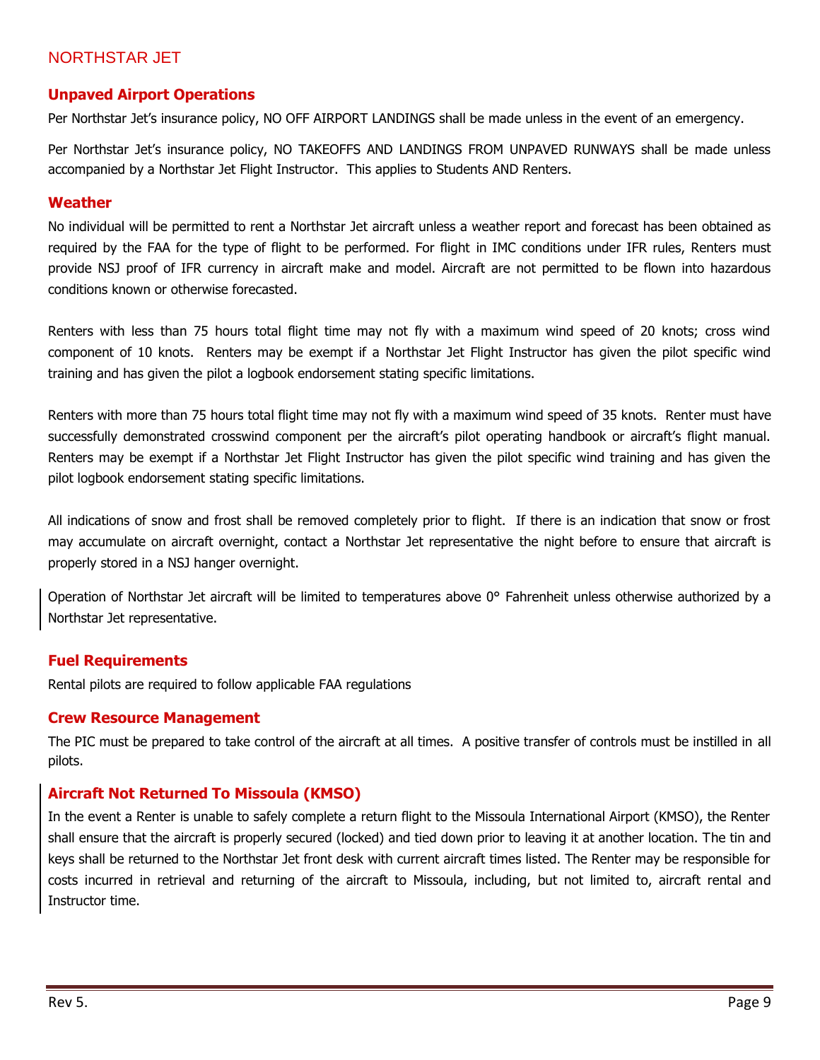## Unpaved Airport Operations

Per Northstar Jet's insurance policy, NO OFF AIRPORT LANDINGS shall be made unless in the event of an emergency.

Per Northstar Jet's insurance policy, NO TAKEOFFS AND LANDINGS FROM UNPAVED RUNWAYS shall be made unless accompanied by a Northstar Jet Flight Instructor. This applies to Students AND Renters.

## Weather

No individual will be permitted to rent a Northstar Jet aircraft unless a weather report and forecast has been obtained as required by the FAA for the type of flight to be performed. For flight in IMC conditions under IFR rules, Renters must provide NSJ proof of IFR currency in aircraft make and model. Aircraft are not permitted to be flown into hazardous conditions known or otherwise forecasted.

Renters with less than 75 hours total flight time may not fly with a maximum wind speed of 20 knots; cross wind component of 10 knots. Renters may be exempt if a Northstar Jet Flight Instructor has given the pilot specific wind training and has given the pilot a logbook endorsement stating specific limitations.

Renters with more than 75 hours total flight time may not fly with a maximum wind speed of 35 knots. Renter must have successfully demonstrated crosswind component per the aircraft's pilot operating handbook or aircraft's flight manual. Renters may be exempt if a Northstar Jet Flight Instructor has given the pilot specific wind training and has given the pilot logbook endorsement stating specific limitations.

All indications of snow and frost shall be removed completely prior to flight. If there is an indication that snow or frost may accumulate on aircraft overnight, contact a Northstar Jet representative the night before to ensure that aircraft is properly stored in a NSJ hanger overnight.

Operation of Northstar Jet aircraft will be limited to temperatures above 0° Fahrenheit unless otherwise authorized by a Northstar Jet representative.

## Fuel Requirements

Rental pilots are required to follow applicable FAA regulations

## Crew Resource Management

The PIC must be prepared to take control of the aircraft at all times. A positive transfer of controls must be instilled in all pilots.

## Aircraft Not Returned To Missoula (KMSO)

In the event a Renter is unable to safely complete a return flight to the Missoula International Airport (KMSO), the Renter shall ensure that the aircraft is properly secured (locked) and tied down prior to leaving it at another location. The tin and keys shall be returned to the Northstar Jet front desk with current aircraft times listed. The Renter may be responsible for costs incurred in retrieval and returning of the aircraft to Missoula, including, but not limited to, aircraft rental and Instructor time.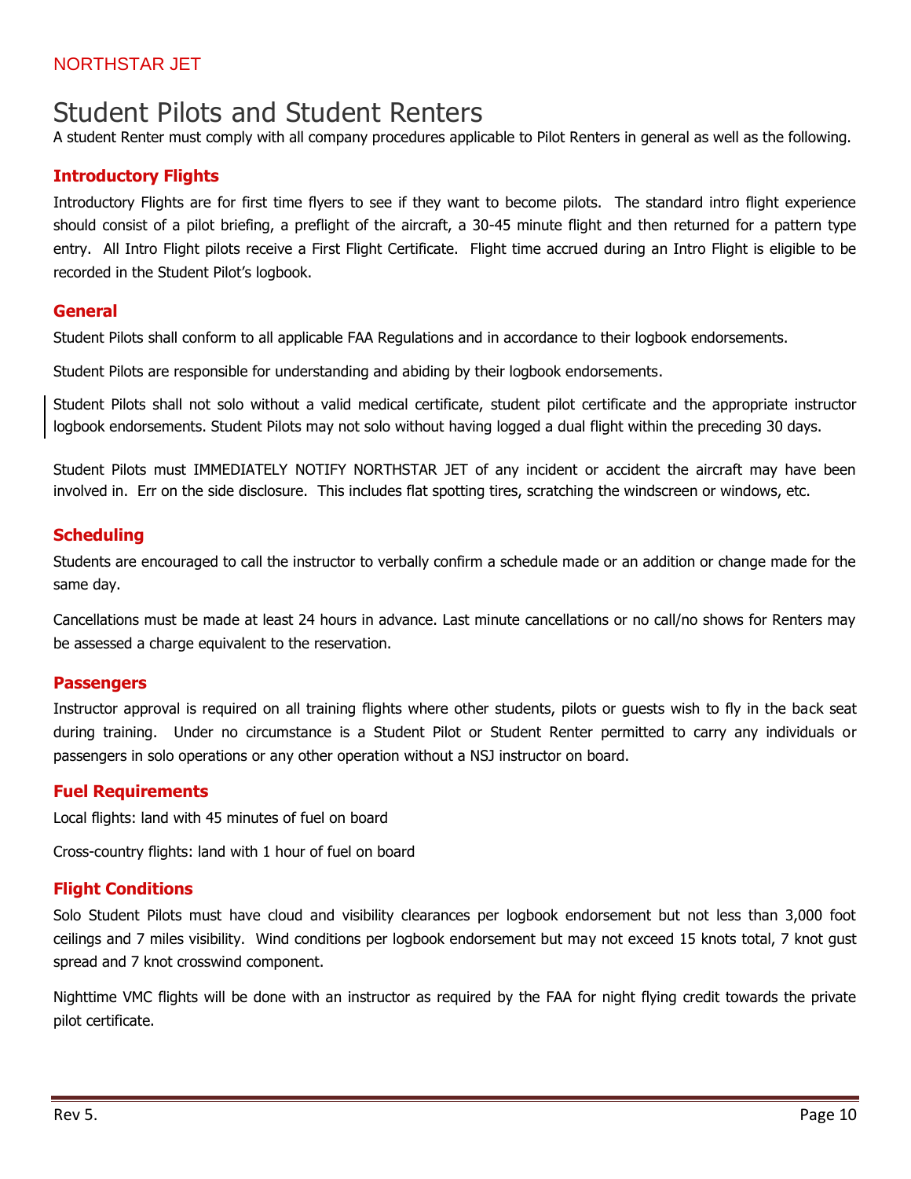# Student Pilots and Student Renters

A student Renter must comply with all company procedures applicable to Pilot Renters in general as well as the following.

### Introductory Flights

Introductory Flights are for first time flyers to see if they want to become pilots. The standard intro flight experience should consist of a pilot briefing, a preflight of the aircraft, a 30-45 minute flight and then returned for a pattern type entry. All Intro Flight pilots receive a First Flight Certificate. Flight time accrued during an Intro Flight is eligible to be recorded in the Student Pilot's logbook.

### General

Student Pilots shall conform to all applicable FAA Regulations and in accordance to their logbook endorsements.

Student Pilots are responsible for understanding and abiding by their logbook endorsements.

Student Pilots shall not solo without a valid medical certificate, student pilot certificate and the appropriate instructor logbook endorsements. Student Pilots may not solo without having logged a dual flight within the preceding 30 days.

Student Pilots must IMMEDIATELY NOTIFY NORTHSTAR JET of any incident or accident the aircraft may have been involved in. Err on the side disclosure. This includes flat spotting tires, scratching the windscreen or windows, etc.

### Scheduling

Students are encouraged to call the instructor to verbally confirm a schedule made or an addition or change made for the same day.

Cancellations must be made at least 24 hours in advance. Last minute cancellations or no call/no shows for Renters may be assessed a charge equivalent to the reservation.

### Passengers

Instructor approval is required on all training flights where other students, pilots or guests wish to fly in the back seat during training. Under no circumstance is a Student Pilot or Student Renter permitted to carry any individuals or passengers in solo operations or any other operation without a NSJ instructor on board.

### Fuel Requirements

Local flights: land with 45 minutes of fuel on board

Cross-country flights: land with 1 hour of fuel on board

### Flight Conditions

Solo Student Pilots must have cloud and visibility clearances per logbook endorsement but not less than 3,000 foot ceilings and 7 miles visibility. Wind conditions per logbook endorsement but may not exceed 15 knots total, 7 knot gust spread and 7 knot crosswind component.

Nighttime VMC flights will be done with an instructor as required by the FAA for night flying credit towards the private pilot certificate.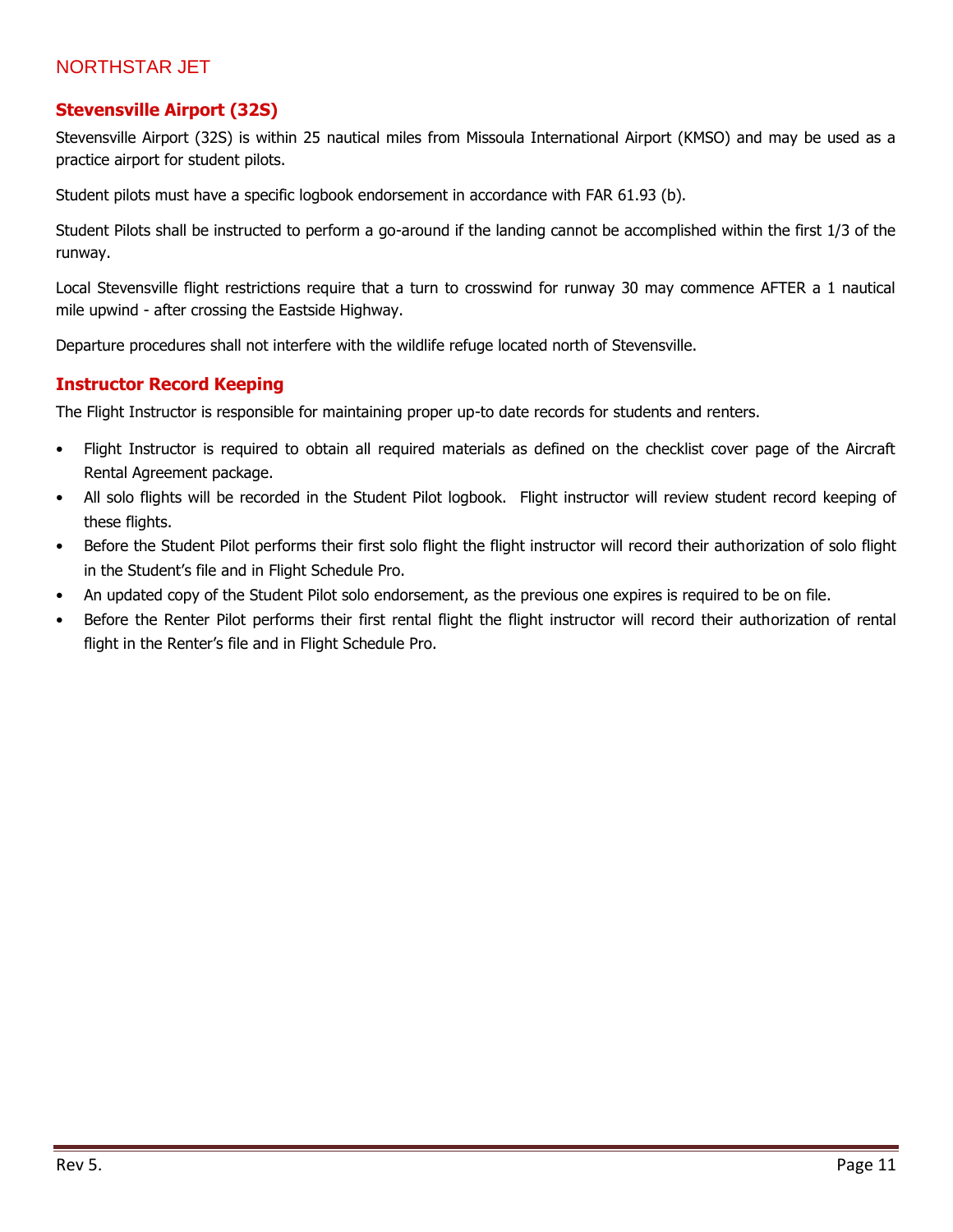## Stevensville Airport (32S)

Stevensville Airport (32S) is within 25 nautical miles from Missoula International Airport (KMSO) and may be used as a practice airport for student pilots.

Student pilots must have a specific logbook endorsement in accordance with FAR 61.93 (b).

Student Pilots shall be instructed to perform a go-around if the landing cannot be accomplished within the first 1/3 of the runway.

Local Stevensville flight restrictions require that a turn to crosswind for runway 30 may commence AFTER a 1 nautical mile upwind - after crossing the Eastside Highway.

Departure procedures shall not interfere with the wildlife refuge located north of Stevensville.

## Instructor Record Keeping

The Flight Instructor is responsible for maintaining proper up-to date records for students and renters.

- Flight Instructor is required to obtain all required materials as defined on the checklist cover page of the Aircraft Rental Agreement package.
- All solo flights will be recorded in the Student Pilot logbook. Flight instructor will review student record keeping of these flights.
- Before the Student Pilot performs their first solo flight the flight instructor will record their authorization of solo flight in the Student's file and in Flight Schedule Pro.
- An updated copy of the Student Pilot solo endorsement, as the previous one expires is required to be on file.
- Before the Renter Pilot performs their first rental flight the flight instructor will record their authorization of rental flight in the Renter's file and in Flight Schedule Pro.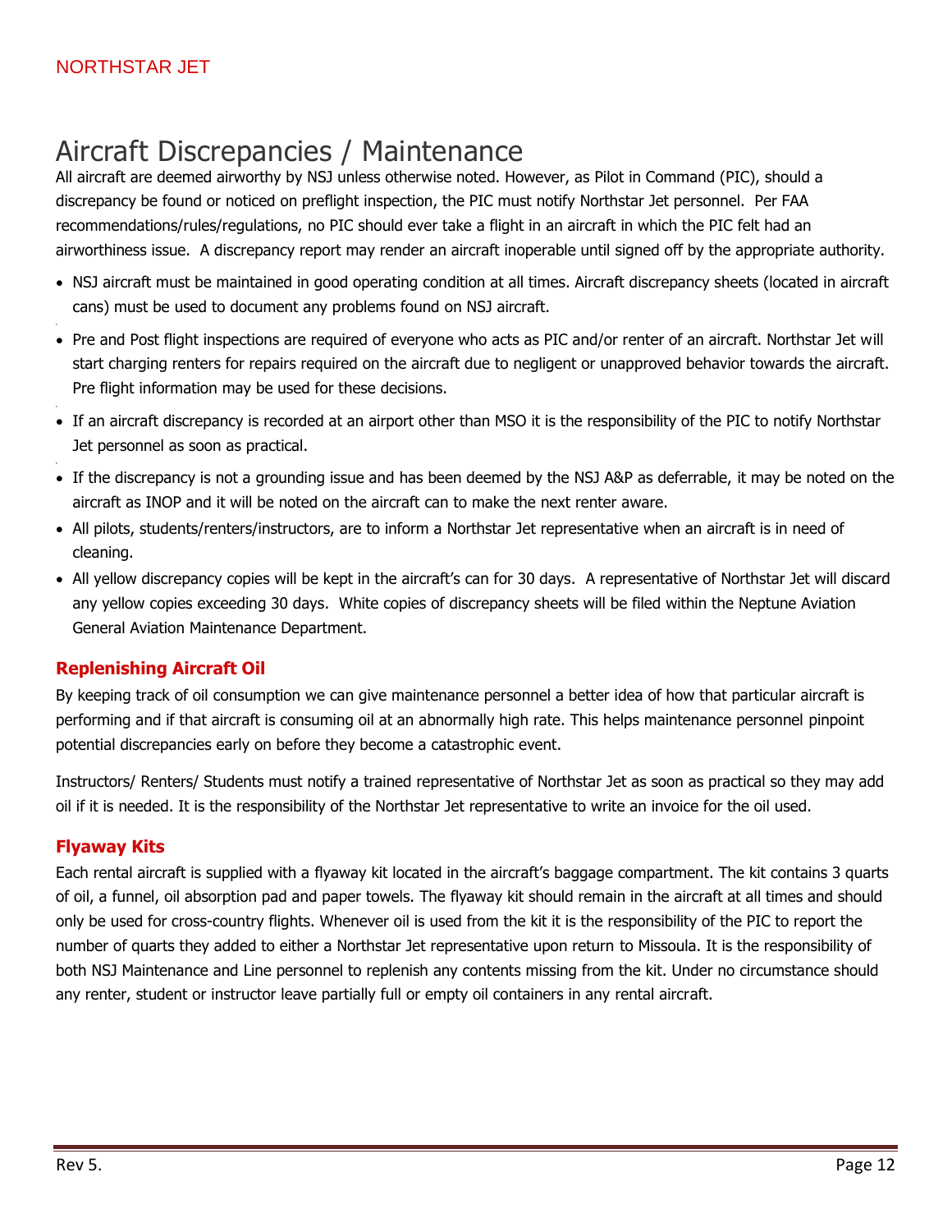# Aircraft Discrepancies / Maintenance

All aircraft are deemed airworthy by NSJ unless otherwise noted. However, as Pilot in Command (PIC), should a discrepancy be found or noticed on preflight inspection, the PIC must notify Northstar Jet personnel. Per FAA recommendations/rules/regulations, no PIC should ever take a flight in an aircraft in which the PIC felt had an airworthiness issue. A discrepancy report may render an aircraft inoperable until signed off by the appropriate authority.

- NSJ aircraft must be maintained in good operating condition at all times. Aircraft discrepancy sheets (located in aircraft cans) must be used to document any problems found on NSJ aircraft.
- Pre and Post flight inspections are required of everyone who acts as PIC and/or renter of an aircraft. Northstar Jet will start charging renters for repairs required on the aircraft due to negligent or unapproved behavior towards the aircraft. Pre flight information may be used for these decisions.
- If an aircraft discrepancy is recorded at an airport other than MSO it is the responsibility of the PIC to notify Northstar Jet personnel as soon as practical.
- If the discrepancy is not a grounding issue and has been deemed by the NSJ A&P as deferrable, it may be noted on the aircraft as INOP and it will be noted on the aircraft can to make the next renter aware.
- All pilots, students/renters/instructors, are to inform a Northstar Jet representative when an aircraft is in need of cleaning.
- All yellow discrepancy copies will be kept in the aircraft's can for 30 days. A representative of Northstar Jet will discard any yellow copies exceeding 30 days. White copies of discrepancy sheets will be filed within the Neptune Aviation General Aviation Maintenance Department.

### Replenishing Aircraft Oil

By keeping track of oil consumption we can give maintenance personnel a better idea of how that particular aircraft is performing and if that aircraft is consuming oil at an abnormally high rate. This helps maintenance personnel pinpoint potential discrepancies early on before they become a catastrophic event.

Instructors/ Renters/ Students must notify a trained representative of Northstar Jet as soon as practical so they may add oil if it is needed. It is the responsibility of the Northstar Jet representative to write an invoice for the oil used.

### Flyaway Kits

Each rental aircraft is supplied with a flyaway kit located in the aircraft's baggage compartment. The kit contains 3 quarts of oil, a funnel, oil absorption pad and paper towels. The flyaway kit should remain in the aircraft at all times and should only be used for cross-country flights. Whenever oil is used from the kit it is the responsibility of the PIC to report the number of quarts they added to either a Northstar Jet representative upon return to Missoula. It is the responsibility of both NSJ Maintenance and Line personnel to replenish any contents missing from the kit. Under no circumstance should any renter, student or instructor leave partially full or empty oil containers in any rental aircraft.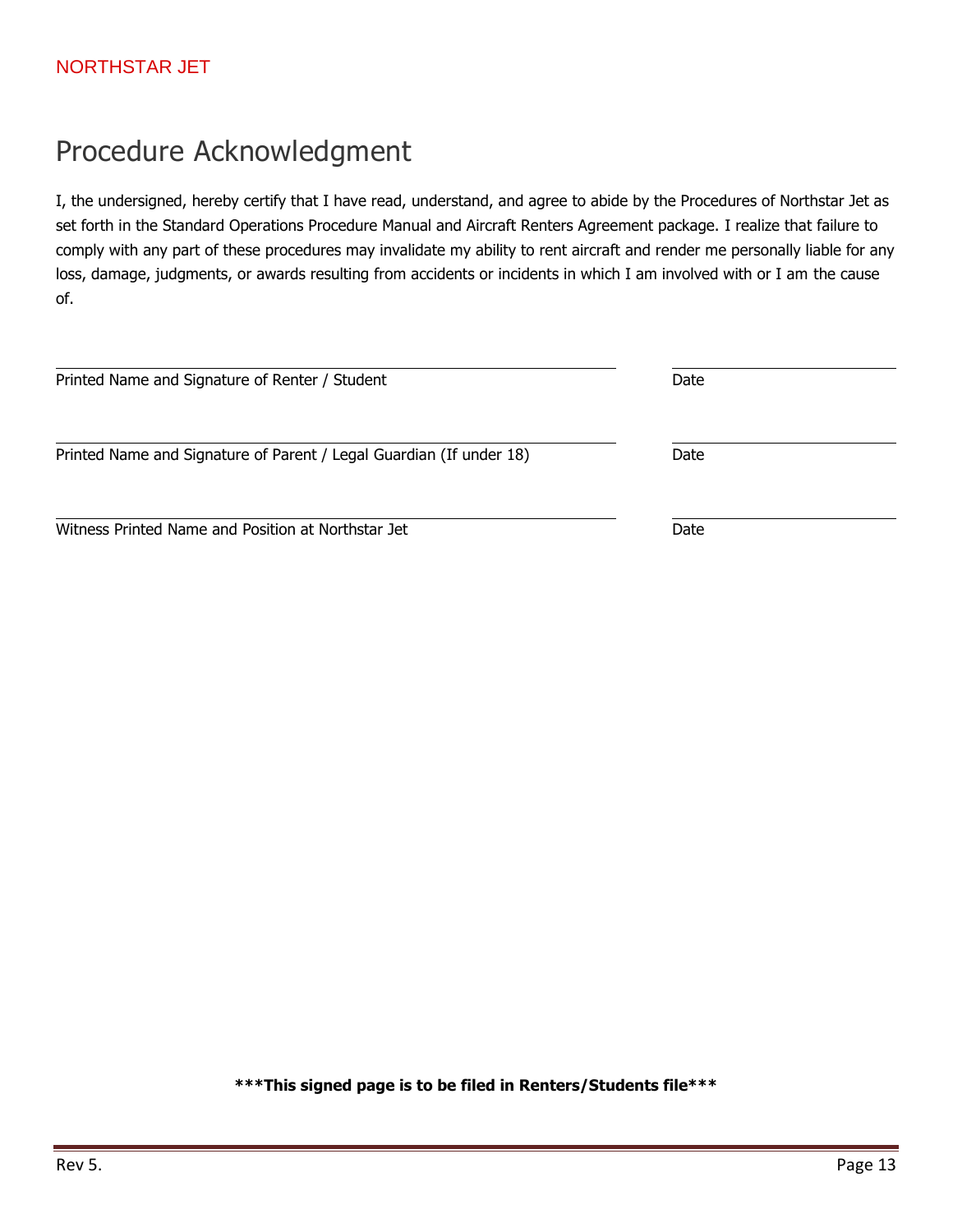# Procedure Acknowledgment

I, the undersigned, hereby certify that I have read, understand, and agree to abide by the Procedures of Northstar Jet as set forth in the Standard Operations Procedure Manual and Aircraft Renters Agreement package. I realize that failure to comply with any part of these procedures may invalidate my ability to rent aircraft and render me personally liable for any loss, damage, judgments, or awards resulting from accidents or incidents in which I am involved with or I am the cause of.

______________________________________________ ____________________

Printed Name and Signature of Renter / Student Date

______________________________________________ ____________________

Printed Name and Signature of Parent / Legal Guardian (If under 18) Date

______________________________________________ ____________________

Witness Printed Name and Position at Northstar Jet Date

**\*\*\*This signed page is to be filed in Renters/Students file\*\*\***